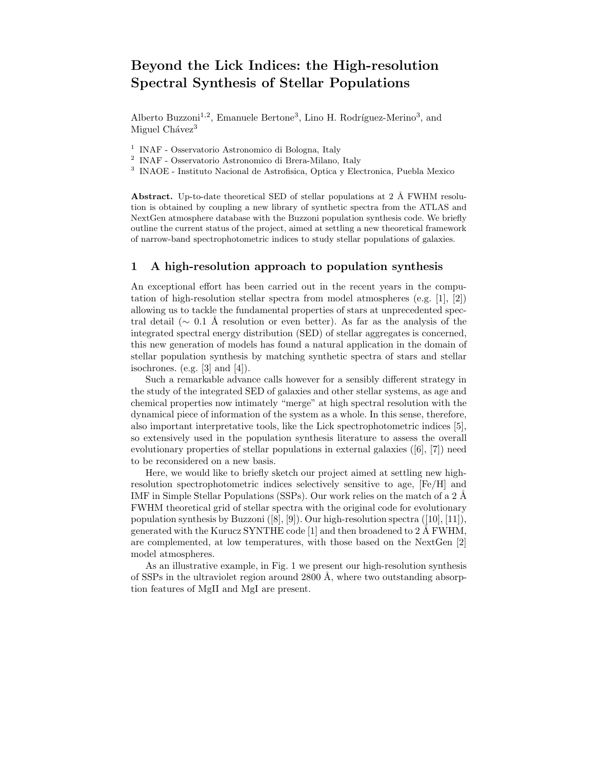# Beyond the Lick Indices: the High-resolution Spectral Synthesis of Stellar Populations

Alberto Buzzoni[1,2], Emanuele Bertone[3], Lino H. Rodríguez-Merino[3], and Miguel Chávez[3]

[1] INAF - Osservatorio Astronomico di Bologna, Italy
[2] INAF - Osservatorio Astronomico di Brera-Milano, Italy
[3] INAOE - Instituto Nacional de Astrofisica, Optica y Electronica, Puebla Mexico

**Abstract.** Up-to-date theoretical SED of stellar populations at 2 Å FWHM resolution is obtained by coupling a new library of synthetic spectra from the ATLAS and NextGen atmosphere database with the Buzzoni population synthesis code. We briefly outline the current status of the project, aimed at settling a new theoretical framework of narrow-band spectrophotometric indices to study stellar populations of galaxies.

## 1 A high-resolution approach to population synthesis

An exceptional effort has been carried out in the recent years in the computation of high-resolution stellar spectra from model atmospheres (e.g. [1], [2]) allowing us to tackle the fundamental properties of stars at unprecedented spectral detail ($\sim$ 0.1 Å resolution or even better). As far as the analysis of the integrated spectral energy distribution (SED) of stellar aggregates is concerned, this new generation of models has found a natural application in the domain of stellar population synthesis by matching synthetic spectra of stars and stellar isochrones. (e.g. [3] and [4]).

Such a remarkable advance calls however for a sensibly different strategy in the study of the integrated SED of galaxies and other stellar systems, as age and chemical properties now intimately "merge" at high spectral resolution with the dynamical piece of information of the system as a whole. In this sense, therefore, also important interpretative tools, like the Lick spectrophotometric indices [5], so extensively used in the population synthesis literature to assess the overall evolutionary properties of stellar populations in external galaxies ([6], [7]) need to be reconsidered on a new basis.

Here, we would like to briefly sketch our project aimed at settling new high-resolution spectrophotometric indices selectively sensitive to age, [Fe/H] and IMF in Simple Stellar Populations (SSPs). Our work relies on the match of a 2 Å FWHM theoretical grid of stellar spectra with the original code for evolutionary population synthesis by Buzzoni ([8], [9]). Our high-resolution spectra ([10], [11]), generated with the Kurucz SYNTHE code [1] and then broadened to 2 Å FWHM, are complemented, at low temperatures, with those based on the NextGen [2] model atmospheres.

As an illustrative example, in Fig. 1 we present our high-resolution synthesis of SSPs in the ultraviolet region around 2800 Å, where two outstanding absorption features of MgII and MgI are present.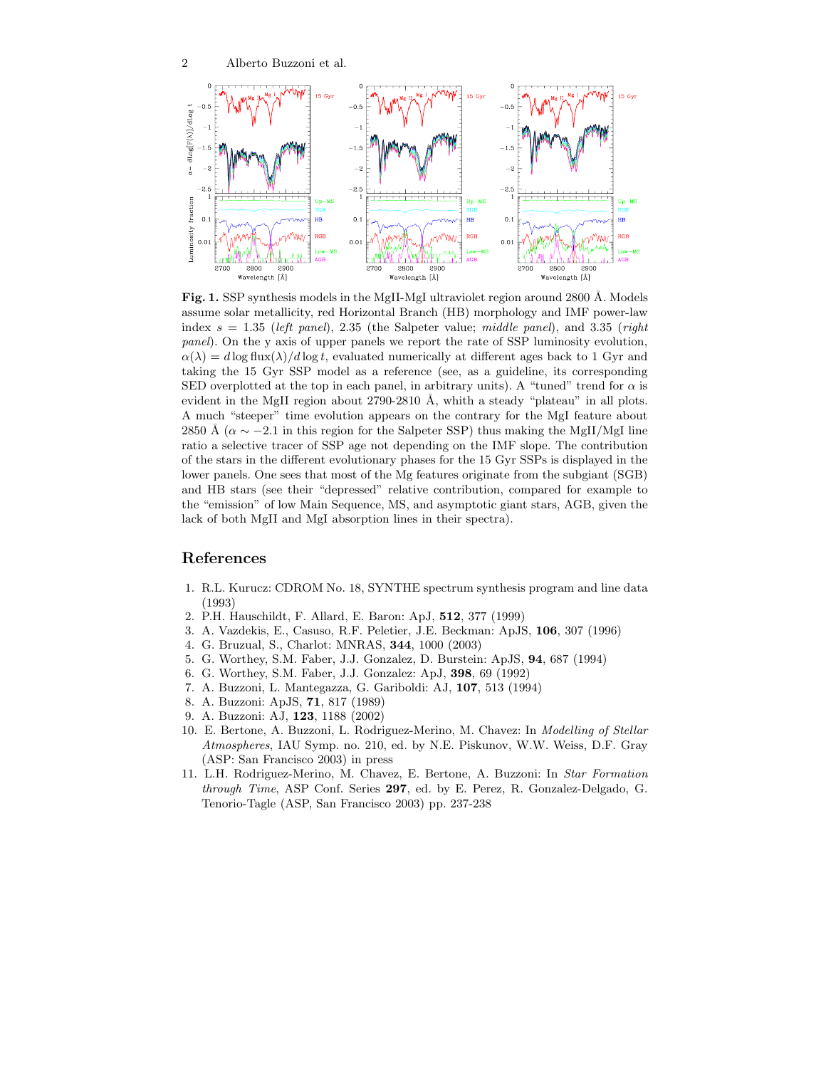2700 2800 2900
Wavelength [Å]

15 Gyr

Mg II Mg I

$\alpha = d\log[F(\lambda)]/d\log t$

0
−0.5
−1
−1.5
−2
−2.5

Luminosity fraction

1
0.1
0.01

Up−MS
SGB
HB
RGB
Low−MS
AGB

**Fig. 1.** SSP synthesis models in the MgII-MgI ultraviolet region around 2800 Å. Models assume solar metallicity, red Horizontal Branch (HB) morphology and IMF power-law index $s = 1.35$ (*left panel*), 2.35 (the Salpeter value; *middle panel*), and 3.35 (*right panel*). On the y axis of upper panels we report the rate of SSP luminosity evolution, $\alpha(\lambda) = d\log \mathrm{flux}(\lambda)/d\log t$, evaluated numerically at different ages back to 1 Gyr and taking the 15 Gyr SSP model as a reference (see, as a guideline, its corresponding SED overplotted at the top in each panel, in arbitrary units). A "tuned" trend for $\alpha$ is evident in the MgII region about 2790-2810 Å, whith a steady "plateau" in all plots. A much "steeper" time evolution appears on the contrary for the MgI feature about 2850 Å ($\alpha \sim -2.1$ in this region for the Salpeter SSP) thus making the MgII/MgI line ratio a selective tracer of SSP age not depending on the IMF slope. The contribution of the stars in the different evolutionary phases for the 15 Gyr SSPs is displayed in the lower panels. One sees that most of the Mg features originate from the subgiant (SGB) and HB stars (see their "depressed" relative contribution, compared for example to the "emission" of low Main Sequence, MS, and asymptotic giant stars, AGB, given the lack of both MgII and MgI absorption lines in their spectra).

## References

1. R.L. Kurucz: CDROM No. 18, SYNTHE spectrum synthesis program and line data (1993)
2. P.H. Hauschildt, F. Allard, E. Baron: ApJ, **512**, 377 (1999)
3. A. Vazdekis, E., Casuso, R.F. Peletier, J.E. Beckman: ApJS, **106**, 307 (1996)
4. G. Bruzual, S., Charlot: MNRAS, **344**, 1000 (2003)
5. G. Worthey, S.M. Faber, J.J. Gonzalez, D. Burstein: ApJS, **94**, 687 (1994)
6. G. Worthey, S.M. Faber, J.J. Gonzalez: ApJ, **398**, 69 (1992)
7. A. Buzzoni, L. Mantegazza, G. Gariboldi: AJ, **107**, 513 (1994)
8. A. Buzzoni: ApJS, **71**, 817 (1989)
9. A. Buzzoni: AJ, **123**, 1188 (2002)
10. E. Bertone, A. Buzzoni, L. Rodriguez-Merino, M. Chavez: In *Modelling of Stellar Atmospheres*, IAU Symp. no. 210, ed. by N.E. Piskunov, W.W. Weiss, D.F. Gray (ASP: San Francisco 2003) in press
11. L.H. Rodriguez-Merino, M. Chavez, E. Bertone, A. Buzzoni: In *Star Formation through Time*, ASP Conf. Series **297**, ed. by E. Perez, R. Gonzalez-Delgado, G. Tenorio-Tagle (ASP, San Francisco 2003) pp. 237-238